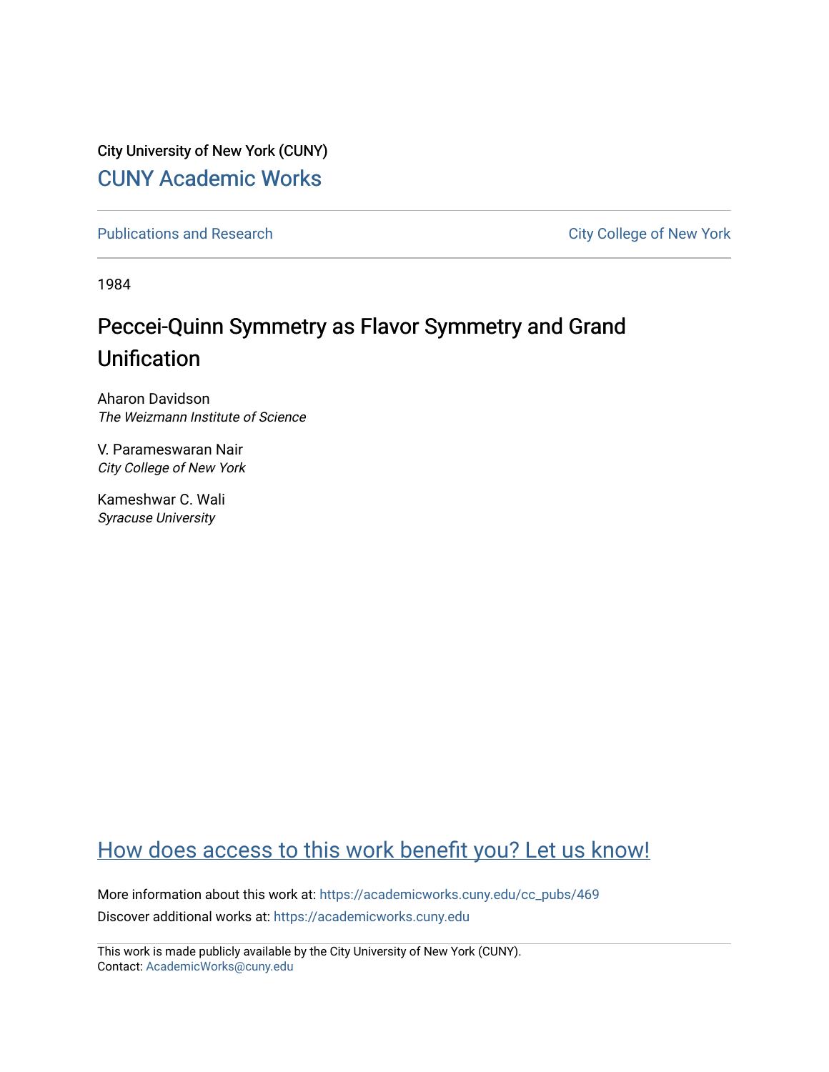City University of New York (CUNY)

## CUNY Academic Works

Publications and Research

City College of New York

1984

# Peccei-Quinn Symmetry as Flavor Symmetry and Grand Unification

Aharon Davidson
*The Weizmann Institute of Science*

V. Parameswaran Nair
*City College of New York*

Kameshwar C. Wali
*Syracuse University*

How does access to this work benefit you? Let us know!

More information about this work at: https://academicworks.cuny.edu/cc_pubs/469

Discover additional works at: https://academicworks.cuny.edu

This work is made publicly available by the City University of New York (CUNY).
Contact: AcademicWorks@cuny.edu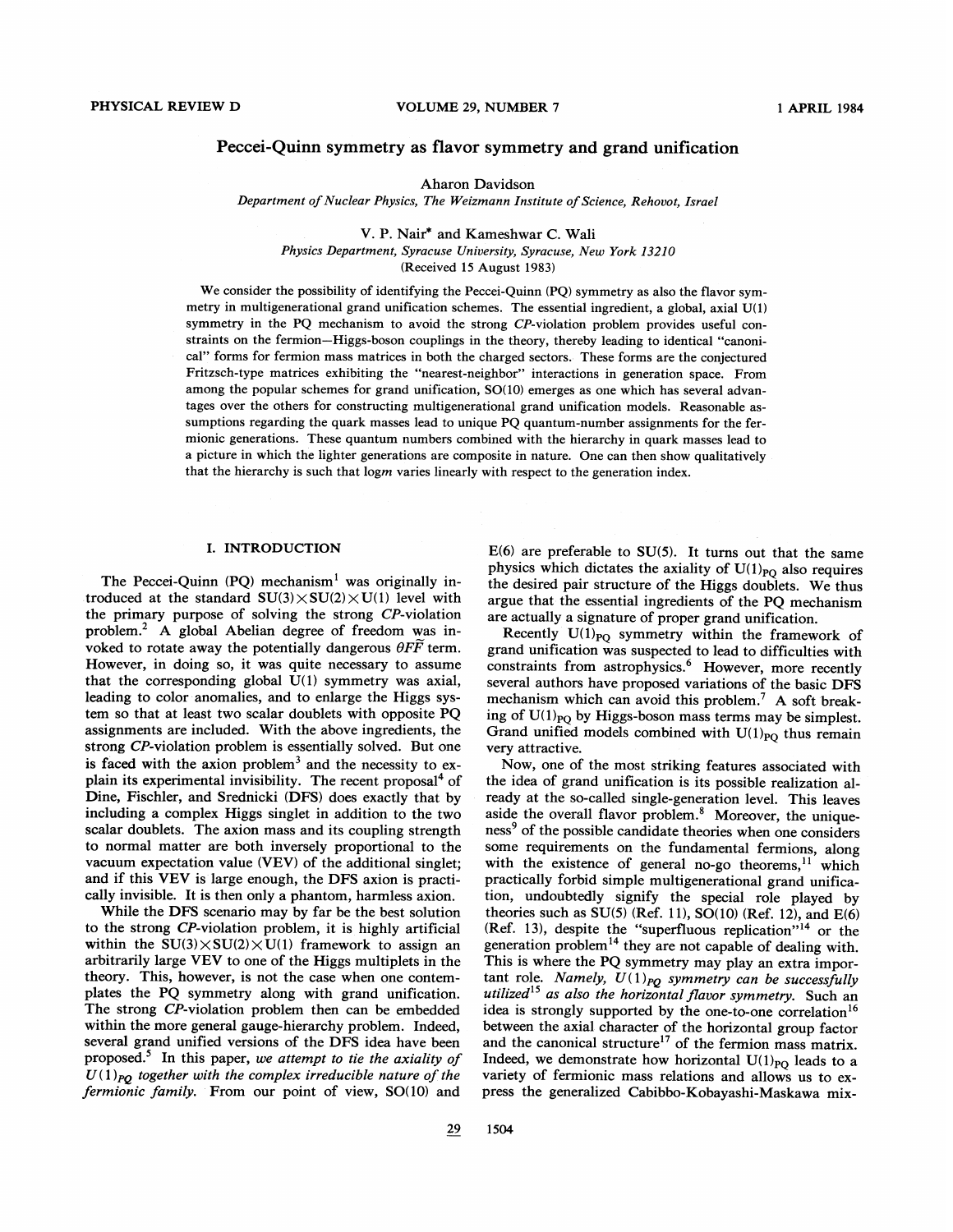# Peccei-Quinn symmetry as flavor symmetry and grand unification

Aharon Davidson

*Department of Nuclear Physics, The Weizmann Institute of Science, Rehovot, Israel*

V. P. Nair* and Kameshwar C. Wali

*Physics Department, Syracuse University, Syracuse, New York 13210*

(Received 15 August 1983)

We consider the possibility of identifying the Peccei-Quinn (PQ) symmetry as also the flavor symmetry in multigenerational grand unification schemes. The essential ingredient, a global, axial U(1) symmetry in the PQ mechanism to avoid the strong *CP*-violation problem provides useful constraints on the fermion–Higgs-boson couplings in the theory, thereby leading to identical "canonical" forms for fermion mass matrices in both the charged sectors. These forms are the conjectured Fritzsch-type matrices exhibiting the "nearest-neighbor" interactions in generation space. From among the popular schemes for grand unification, SO(10) emerges as one which has several advantages over the others for constructing multigenerational grand unification models. Reasonable assumptions regarding the quark masses lead to unique PQ quantum-number assignments for the fermionic generations. These quantum numbers combined with the hierarchy in quark masses lead to a picture in which the lighter generations are composite in nature. One can then show qualitatively that the hierarchy is such that log*m* varies linearly with respect to the generation index.

## I. INTRODUCTION

The Peccei-Quinn (PQ) mechanism[1] was originally introduced at the standard $SU(3)\times SU(2)\times U(1)$ level with the primary purpose of solving the strong *CP*-violation problem.[2] A global Abelian degree of freedom was invoked to rotate away the potentially dangerous $\theta F\tilde{F}$ term. However, in doing so, it was quite necessary to assume that the corresponding global U(1) symmetry was axial, leading to color anomalies, and to enlarge the Higgs system so that at least two scalar doublets with opposite PQ assignments are included. With the above ingredients, the strong *CP*-violation problem is essentially solved. But one is faced with the axion problem[3] and the necessity to explain its experimental invisibility. The recent proposal[4] of Dine, Fischler, and Srednicki (DFS) does exactly that by including a complex Higgs singlet in addition to the two scalar doublets. The axion mass and its coupling strength to normal matter are both inversely proportional to the vacuum expectation value (VEV) of the additional singlet; and if this VEV is large enough, the DFS axion is practically invisible. It is then only a phantom, harmless axion.

While the DFS scenario may by far be the best solution to the strong *CP*-violation problem, it is highly artificial within the $SU(3)\times SU(2)\times U(1)$ framework to assign an arbitrarily large VEV to one of the Higgs multiplets in the theory. This, however, is not the case when one contemplates the PQ symmetry along with grand unification. The strong *CP*-violation problem then can be embedded within the more general gauge-hierarchy problem. Indeed, several grand unified versions of the DFS idea have been proposed.[5] In this paper, *we attempt to tie the axiality of* $U(1)_{PQ}$ *together with the complex irreducible nature of the fermionic family.* From our point of view, SO(10) and E(6) are preferable to SU(5). It turns out that the same physics which dictates the axiality of $U(1)_{PQ}$ also requires the desired pair structure of the Higgs doublets. We thus argue that the essential ingredients of the PQ mechanism are actually a signature of proper grand unification.

Recently $U(1)_{PQ}$ symmetry within the framework of grand unification was suspected to lead to difficulties with constraints from astrophysics.[6] However, more recently several authors have proposed variations of the basic DFS mechanism which can avoid this problem.[7] A soft breaking of $U(1)_{PQ}$ by Higgs-boson mass terms may be simplest. Grand unified models combined with $U(1)_{PQ}$ thus remain very attractive.

Now, one of the most striking features associated with the idea of grand unification is its possible realization already at the so-called single-generation level. This leaves aside the overall flavor problem.[8] Moreover, the uniqueness[9] of the possible candidate theories when one considers some requirements on the fundamental fermions, along with the existence of general no-go theorems,[11] which practically forbid simple multigenerational grand unification, undoubtedly signify the special role played by theories such as SU(5) (Ref. 11), SO(10) (Ref. 12), and E(6) (Ref. 13), despite the "superfluous replication"[14] or the generation problem[14] they are not capable of dealing with. This is where the PQ symmetry may play an extra important role. *Namely,* $U(1)_{PQ}$ *symmetry can be successfully utilized*[15] *as also the horizontal flavor symmetry.* Such an idea is strongly supported by the one-to-one correlation[16] between the axial character of the horizontal group factor and the canonical structure[17] of the fermion mass matrix. Indeed, we demonstrate how horizontal $U(1)_{PQ}$ leads to a variety of fermionic mass relations and allows us to express the generalized Cabibbo-Kobayashi-Maskawa mix-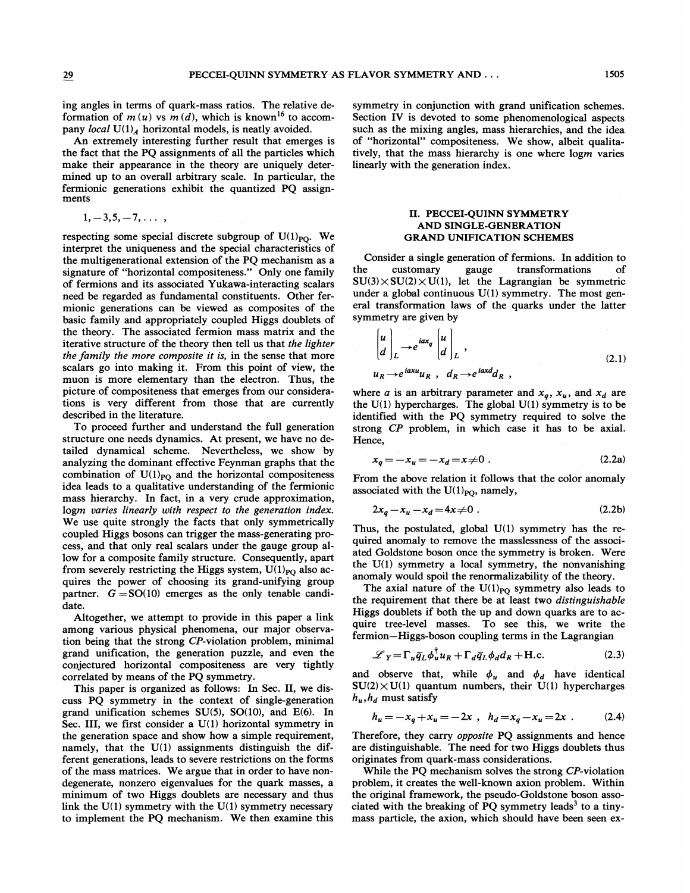ing angles in terms of quark-mass ratios. The relative deformation of $m(u)$ vs $m(d)$, which is known[16] to accompany *local* $U(1)_A$ horizontal models, is neatly avoided.

An extremely interesting further result that emerges is the fact that the PQ assignments of all the particles which make their appearance in the theory are uniquely determined up to an overall arbitrary scale. In particular, the fermionic generations exhibit the quantized PQ assignments

$$1,-3,5,-7,\ldots\,,$$

respecting some special discrete subgroup of $U(1)_{PQ}$. We interpret the uniqueness and the special characteristics of the multigenerational extension of the PQ mechanism as a signature of "horizontal compositeness." Only one family of fermions and its associated Yukawa-interacting scalars need be regarded as fundamental constituents. Other fermionic generations can be viewed as composites of the basic family and appropriately coupled Higgs doublets of the theory. The associated fermion mass matrix and the iterative structure of the theory then tell us that *the lighter the family the more composite it is,* in the sense that more scalars go into making it. From this point of view, the muon is more elementary than the electron. Thus, the picture of compositeness that emerges from our considerations is very different from those that are currently described in the literature.

To proceed further and understand the full generation structure one needs dynamics. At present, we have no detailed dynamical scheme. Nevertheless, we show by analyzing the dominant effective Feynman graphs that the combination of $U(1)_{PQ}$ and the horizontal compositeness idea leads to a qualitative understanding of the fermionic mass hierarchy. In fact, in a very crude approximation, *logm varies linearly with respect to the generation index.* We use quite strongly the facts that only symmetrically coupled Higgs bosons can trigger the mass-generating process, and that only real scalars under the gauge group allow for a composite family structure. Consequently, apart from severely restricting the Higgs system, $U(1)_{PQ}$ also acquires the power of choosing its grand-unifying group partner. $G=SO(10)$ emerges as the only tenable candidate.

Altogether, we attempt to provide in this paper a link among various physical phenomena, our major observation being that the strong *CP*-violation problem, minimal grand unification, the generation puzzle, and even the conjectured horizontal compositeness are very tightly correlated by means of the PQ symmetry.

This paper is organized as follows: In Sec. II, we discuss PQ symmetry in the context of single-generation grand unification schemes SU(5), SO(10), and E(6). In Sec. III, we first consider a U(1) horizontal symmetry in the generation space and show how a simple requirement, namely, that the U(1) assignments distinguish the different generations, leads to severe restrictions on the forms of the mass matrices. We argue that in order to have nondegenerate, nonzero eigenvalues for the quark masses, a minimum of two Higgs doublets are necessary and thus link the U(1) symmetry with the U(1) symmetry necessary to implement the PQ mechanism. We then examine this symmetry in conjunction with grand unification schemes. Section IV is devoted to some phenomenological aspects such as the mixing angles, mass hierarchies, and the idea of "horizontal" compositeness. We show, albeit qualitatively, that the mass hierarchy is one where log$m$ varies linearly with the generation index.

## II. PECCEI-QUINN SYMMETRY AND SINGLE-GENERATION GRAND UNIFICATION SCHEMES

Consider a single generation of fermions. In addition to the customary gauge transformations of $SU(3)\times SU(2)\times U(1)$, let the Lagrangian be symmetric under a global continuous U(1) symmetry. The most general transformation laws of the quarks under the latter symmetry are given by

$$\begin{pmatrix} u \\ d \end{pmatrix}_L \to e^{iax_q}\begin{pmatrix} u \\ d \end{pmatrix}_L\,,$$
$$u_R \to e^{iax_u}u_R\,,\quad d_R\to e^{iax_d}d_R\,, \tag{2.1}$$

where $a$ is an arbitrary parameter and $x_q$, $x_u$, and $x_d$ are the U(1) hypercharges. The global U(1) symmetry is to be identified with the PQ symmetry required to solve the strong *CP* problem, in which case it has to be axial. Hence,

$$x_q=-x_u=-x_d=x\neq 0\,. \tag{2.2a}$$

From the above relation it follows that the color anomaly associated with the $U(1)_{PQ}$, namely,

$$2x_q-x_u-x_d=4x\neq 0\,. \tag{2.2b}$$

Thus, the postulated, global U(1) symmetry has the required anomaly to remove the masslessness of the associated Goldstone boson once the symmetry is broken. Were the U(1) symmetry a local symmetry, the nonvanishing anomaly would spoil the renormalizability of the theory.

The axial nature of the $U(1)_{PQ}$ symmetry also leads to the requirement that there be at least two *distinguishable* Higgs doublets if both the up and down quarks are to acquire tree-level masses. To see this, we write the fermion–Higgs-boson coupling terms in the Lagrangian

$$\mathcal{L}_Y=\Gamma_u\bar{q}_L\phi_u^\dagger u_R+\Gamma_d\bar{q}_L\phi_d d_R+\text{H.c.} \tag{2.3}$$

and observe that, while $\phi_u$ and $\phi_d$ have identical $SU(2)\times U(1)$ quantum numbers, their U(1) hypercharges $h_u,h_d$ must satisfy

$$h_u=-x_q+x_u=-2x\,,\quad h_d=x_q-x_u=2x\,. \tag{2.4}$$

Therefore, they carry *opposite* PQ assignments and hence are distinguishable. The need for two Higgs doublets thus originates from quark-mass considerations.

While the PQ mechanism solves the strong *CP*-violation problem, it creates the well-known axion problem. Within the original framework, the pseudo-Goldstone boson associated with the breaking of PQ symmetry leads[3] to a tiny-mass particle, the axion, which should have been seen ex-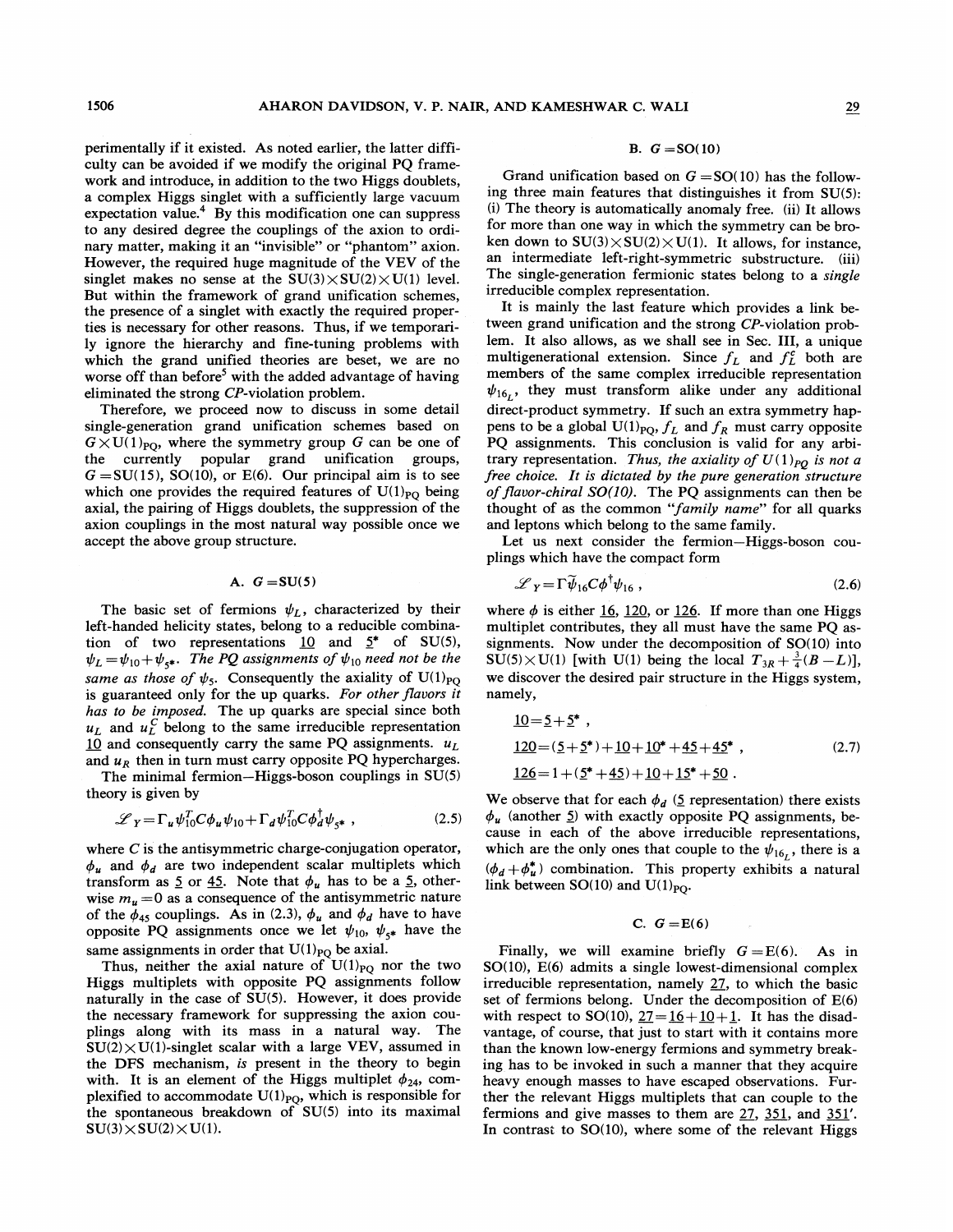perimentally if it existed. As noted earlier, the latter difficulty can be avoided if we modify the original PQ framework and introduce, in addition to the two Higgs doublets, a complex Higgs singlet with a sufficiently large vacuum expectation value.[4] By this modification one can suppress to any desired degree the couplings of the axion to ordinary matter, making it an "invisible" or "phantom" axion. However, the required huge magnitude of the VEV of the singlet makes no sense at the $SU(3)\times SU(2)\times U(1)$ level. But within the framework of grand unification schemes, the presence of a singlet with exactly the required properties is necessary for other reasons. Thus, if we temporarily ignore the hierarchy and fine-tuning problems with which the grand unified theories are beset, we are no worse off than before[5] with the added advantage of having eliminated the strong *CP*-violation problem.

Therefore, we proceed now to discuss in some detail single-generation grand unification schemes based on $G\times U(1)_{PQ}$, where the symmetry group $G$ can be one of the currently popular grand unification groups, $G=SU(15)$, SO(10), or E(6). Our principal aim is to see which one provides the required features of $U(1)_{PQ}$ being axial, the pairing of Higgs doublets, the suppression of the axion couplings in the most natural way possible once we accept the above group structure.

### A. $G=SU(5)$

The basic set of fermions $\psi_L$, characterized by their left-handed helicity states, belong to a reducible combination of two representations $\underline{10}$ and $\underline{5}^*$ of SU(5), $\psi_L=\psi_{10}+\psi_{5^*}$. *The PQ assignments of* $\psi_{10}$ *need not be the same as those of* $\psi_5$. Consequently the axiality of $U(1)_{PQ}$ is guaranteed only for the up quarks. *For other flavors it has to be imposed.* The up quarks are special since both $u_L$ and $u_L^C$ belong to the same irreducible representation $\underline{10}$ and consequently carry the same PQ assignments. $u_L$ and $u_R$ then in turn must carry opposite PQ hypercharges.

The minimal fermion–Higgs-boson couplings in SU(5) theory is given by

$$\mathscr{L}_Y=\Gamma_u\psi_{10}^T C\phi_u\psi_{10}+\Gamma_d\psi_{10}^T C\phi_d^\dagger\psi_{5^*}\,, \tag{2.5}$$

where $C$ is the antisymmetric charge-conjugation operator, $\phi_u$ and $\phi_d$ are two independent scalar multiplets which transform as $\underline{5}$ or $\underline{45}$. Note that $\phi_u$ has to be a $\underline{5}$, otherwise $m_u=0$ as a consequence of the antisymmetric nature of the $\phi_{45}$ couplings. As in (2.3), $\phi_u$ and $\phi_d$ have to have opposite PQ assignments once we let $\psi_{10}$, $\psi_{5^*}$ have the same assignments in order that $U(1)_{PQ}$ be axial.

Thus, neither the axial nature of $U(1)_{PQ}$ nor the two Higgs multiplets with opposite PQ assignments follow naturally in the case of SU(5). However, it does provide the necessary framework for suppressing the axion couplings along with its mass in a natural way. The $SU(2)\times U(1)$-singlet scalar with a large VEV, assumed in the DFS mechanism, *is* present in the theory to begin with. It is an element of the Higgs multiplet $\phi_{24}$, complexified to accommodate $U(1)_{PQ}$, which is responsible for the spontaneous breakdown of SU(5) into its maximal $SU(3)\times SU(2)\times U(1)$.

### B. $G=SO(10)$

Grand unification based on $G=SO(10)$ has the following three main features that distinguishes it from SU(5): (i) The theory is automatically anomaly free. (ii) It allows for more than one way in which the symmetry can be broken down to $SU(3)\times SU(2)\times U(1)$. It allows, for instance, an intermediate left-right-symmetric substructure. (iii) The single-generation fermionic states belong to a *single* irreducible complex representation.

It is mainly the last feature which provides a link between grand unification and the strong *CP*-violation problem. It also allows, as we shall see in Sec. III, a unique multigenerational extension. Since $f_L$ and $f_L^c$ both are members of the same complex irreducible representation $\psi_{16_L}$, they must transform alike under any additional direct-product symmetry. If such an extra symmetry happens to be a global $U(1)_{PQ}$, $f_L$ and $f_R$ must carry opposite PQ assignments. This conclusion is valid for any arbitrary representation. *Thus, the axiality of* $U(1)_{PQ}$ *is not a free choice. It is dictated by the pure generation structure of flavor-chiral SO(10).* The PQ assignments can then be thought of as the common "*family name*" for all quarks and leptons which belong to the same family.

Let us next consider the fermion–Higgs-boson couplings which have the compact form

$$\mathscr{L}_Y=\Gamma\tilde{\psi}_{16}C\phi^\dagger\psi_{16}\,, \tag{2.6}$$

where $\phi$ is either $\underline{16}$, $\underline{120}$, or $\underline{126}$. If more than one Higgs multiplet contributes, they all must have the same PQ assignments. Now under the decomposition of SO(10) into $SU(5)\times U(1)$ [with U(1) being the local $T_{3R}+\frac{3}{4}(B-L)$], we discover the desired pair structure in the Higgs system, namely,

$$\begin{aligned}
&\underline{10}=\underline{5}+\underline{5}^*\,,\\
&\underline{120}=(\underline{5}+\underline{5}^*)+\underline{10}+\underline{10}^*+\underline{45}+\underline{45}^*\,,\\
&\underline{126}=1+(\underline{5}^*+\underline{45})+\underline{10}+\underline{15}^*+\underline{50}\,.
\end{aligned} \tag{2.7}$$

We observe that for each $\phi_d$ ($\underline{5}$ representation) there exists $\phi_u$ (another $\underline{5}$) with exactly opposite PQ assignments, because in each of the above irreducible representations, which are the only ones that couple to the $\psi_{16_L}$, there is a $(\phi_d+\phi_u^*)$ combination. This property exhibits a natural link between SO(10) and $U(1)_{PQ}$.

### C. $G=E(6)$

Finally, we will examine briefly $G=E(6)$. As in SO(10), E(6) admits a single lowest-dimensional complex irreducible representation, namely $\underline{27}$, to which the basic set of fermions belong. Under the decomposition of E(6) with respect to SO(10), $\underline{27}=\underline{16}+\underline{10}+\underline{1}$. It has the disadvantage, of course, that just to start with it contains more than the known low-energy fermions and symmetry breaking has to be invoked in such a manner that they acquire heavy enough masses to have escaped observations. Further the relevant Higgs multiplets that can couple to the fermions and give masses to them are $\underline{27}$, $\underline{351}$, and $\underline{351}'$. In contrast to SO(10), where some of the relevant Higgs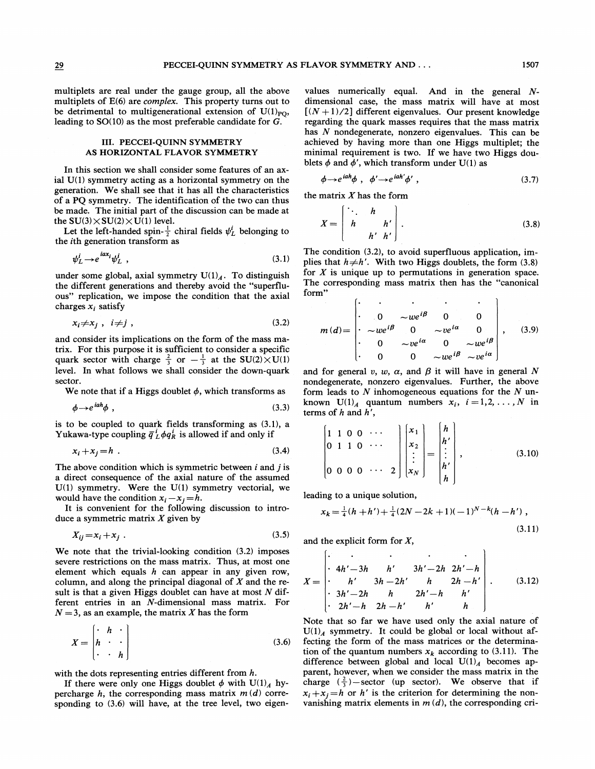multiplets are real under the gauge group, all the above multiplets of E(6) are *complex*. This property turns out to be detrimental to multigenerational extension of $U(1)_{PQ}$, leading to SO(10) as the most preferable candidate for $G$.

## III. PECCEI-QUINN SYMMETRY AS HORIZONTAL FLAVOR SYMMETRY

In this section we shall consider some features of an axial U(1) symmetry acting as a horizontal symmetry on the generation. We shall see that it has all the characteristics of a PQ symmetry. The identification of the two can thus be made. The initial part of the discussion can be made at the SU(3)×SU(2)×U(1) level.

Let the left-handed spin-$\frac{1}{2}$ chiral fields $\psi_L^i$ belonging to the $i$th generation transform as

$$\psi_L^i \to e^{i\alpha x_i}\psi_L^i \;, \tag{3.1}$$

under some global, axial symmetry $U(1)_A$. To distinguish the different generations and thereby avoid the "superfluous" replication, we impose the condition that the axial charges $x_i$ satisfy

$$x_i \neq x_j \;,\; i\neq j \;, \tag{3.2}$$

and consider its implications on the form of the mass matrix. For this purpose it is sufficient to consider a specific quark sector with charge $\frac{2}{3}$ or $-\frac{1}{3}$ at the SU(2)×U(1) level. In what follows we shall consider the down-quark sector.

We note that if a Higgs doublet $\phi$, which transforms as

$$\phi \to e^{i\alpha h}\phi \;, \tag{3.3}$$

is to be coupled to quark fields transforming as (3.1), a Yukawa-type coupling $\bar{q}_L^i \phi q_R^j$ is allowed if and only if

$$x_i + x_j = h \;. \tag{3.4}$$

The above condition which is symmetric between $i$ and $j$ is a direct consequence of the axial nature of the assumed U(1) symmetry. Were the U(1) symmetry vectorial, we would have the condition $x_i - x_j = h$.

It is convenient for the following discussion to introduce a symmetric matrix $X$ given by

$$X_{ij} = x_i + x_j \;. \tag{3.5}$$

We note that the trivial-looking condition (3.2) imposes severe restrictions on the mass matrix. Thus, at most one element which equals $h$ can appear in any given row, column, and along the principal diagonal of $X$ and the result is that a given Higgs doublet can have at most $N$ different entries in an $N$-dimensional mass matrix. For $N=3$, as an example, the matrix $X$ has the form

$$X = \begin{bmatrix} \cdot & h & \cdot \\ h & \cdot & \cdot \\ \cdot & \cdot & h \end{bmatrix} \tag{3.6}$$

with the dots representing entries different from $h$.

If there were only one Higgs doublet $\phi$ with $U(1)_A$ hypercharge $h$, the corresponding mass matrix $m(d)$ corresponding to (3.6) will have, at the tree level, two eigenvalues numerically equal. And in the general $N$-dimensional case, the mass matrix will have at most $[(N+1)/2]$ different eigenvalues. Our present knowledge regarding the quark masses requires that the mass matrix has $N$ nondegenerate, nonzero eigenvalues. This can be achieved by having more than one Higgs multiplet; the minimal requirement is two. If we have two Higgs doublets $\phi$ and $\phi'$, which transform under U(1) as

$$\phi \to e^{i\alpha h}\phi \;,\; \phi' \to e^{i\alpha h'}\phi' \;, \tag{3.7}$$

the matrix $X$ has the form

$$X = \begin{bmatrix} \ddots & h & \\ h & & h' \\ & h' & h' \end{bmatrix} . \tag{3.8}$$

The condition (3.2), to avoid superfluous application, implies that $h \neq h'$. With two Higgs doublets, the form (3.8) for $X$ is unique up to permutations in generation space. The corresponding mass matrix then has the "canonical form"

$$m(d) = \begin{bmatrix} \cdot & \cdot & \cdot & \cdot & \cdot \\ \cdot & 0 & \sim we^{i\beta} & 0 & 0 \\ \cdot & \sim we^{i\beta} & 0 & \sim ve^{i\alpha} & 0 \\ \cdot & 0 & \sim ve^{i\alpha} & 0 & \sim we^{i\beta} \\ \cdot & 0 & 0 & \sim we^{i\beta} & \sim ve^{i\alpha} \end{bmatrix} , \tag{3.9}$$

and for general $v$, $w$, $\alpha$, and $\beta$ it will have in general $N$ nondegenerate, nonzero eigenvalues. Further, the above form leads to $N$ inhomogeneous equations for the $N$ unknown $U(1)_A$ quantum numbers $x_i$, $i=1,2,\ldots,N$ in terms of $h$ and $h'$,

$$\begin{bmatrix} 1 & 1 & 0 & 0 & \cdots & \\ 0 & 1 & 1 & 0 & \cdots & \\ & & & & & \\ 0 & 0 & 0 & 0 & \cdots & 2 \end{bmatrix} \begin{bmatrix} x_1 \\ x_2 \\ \vdots \\ x_N \end{bmatrix} = \begin{bmatrix} h \\ h' \\ \vdots \\ h' \\ h \end{bmatrix} , \tag{3.10}$$

leading to a unique solution,

$$x_k = \tfrac{1}{4}(h+h') + \tfrac{1}{4}(2N-2k+1)(-1)^{N-k}(h-h') \;, \tag{3.11}$$

and the explicit form for $X$,

$$X = \begin{bmatrix} \cdot & \cdot & \cdot & \cdot & \cdot \\ \cdot & 4h'-3h & h' & 3h'-2h & 2h'-h \\ \cdot & h' & 3h-2h' & h & 2h-h' \\ \cdot & 3h'-2h & h & 2h'-h & h' \\ \cdot & 2h'-h & 2h-h' & h' & h \end{bmatrix} . \tag{3.12}$$

Note that so far we have used only the axial nature of $U(1)_A$ symmetry. It could be global or local without affecting the form of the mass matrices or the determination of the quantum numbers $x_k$ according to (3.11). The difference between global and local $U(1)_A$ becomes apparent, however, when we consider the mass matrix in the charge $(\frac{2}{3})$—sector (up sector). We observe that if $x_i + x_j = h$ or $h'$ is the criterion for determining the nonvanishing matrix elements in $m(d)$, the corresponding cri-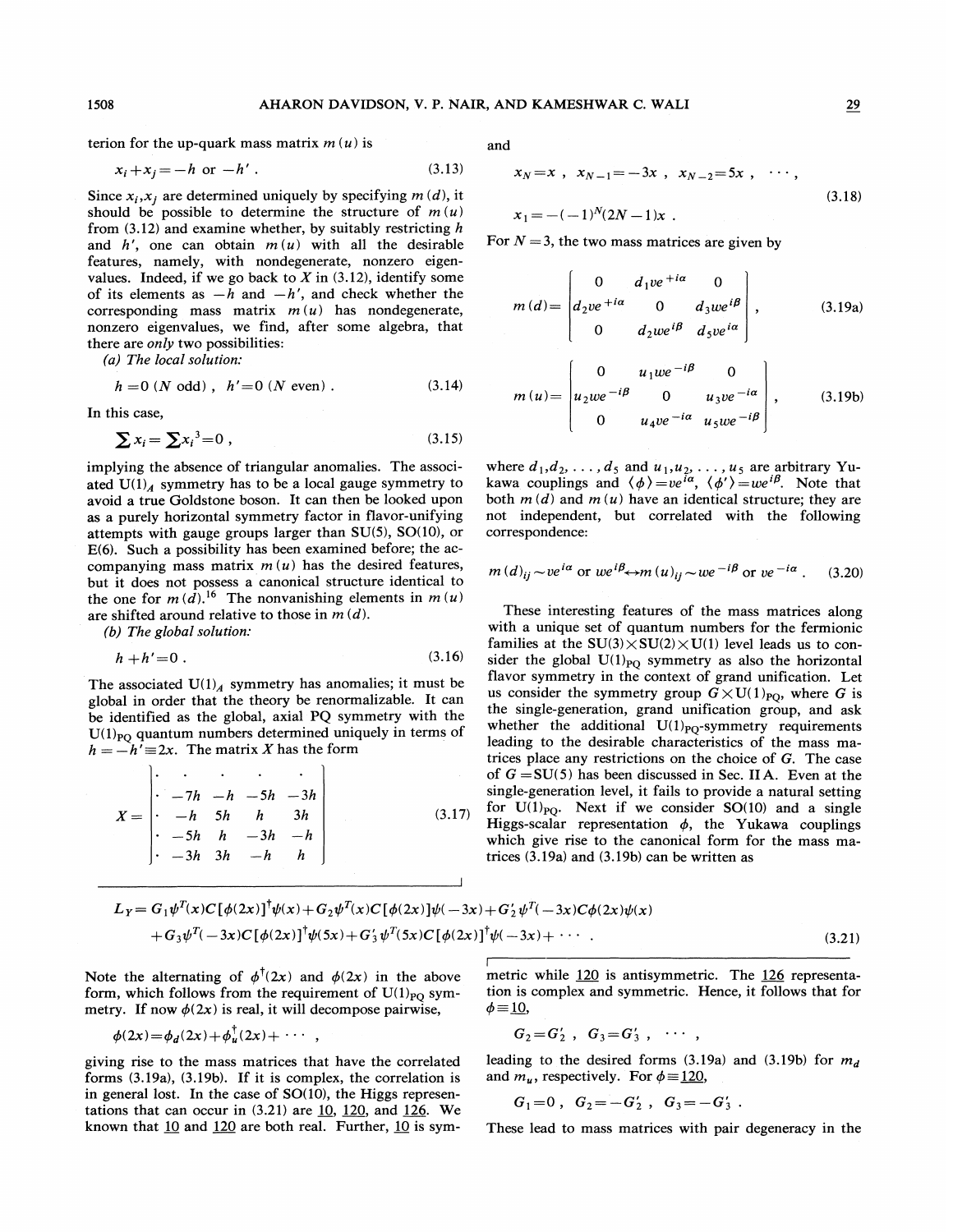terion for the up-quark mass matrix $m(u)$ is

$$x_i + x_j = -h \text{ or } -h' . \tag{3.13}$$

Since $x_i, x_j$ are determined uniquely by specifying $m(d)$, it should be possible to determine the structure of $m(u)$ from (3.12) and examine whether, by suitably restricting $h$ and $h'$, one can obtain $m(u)$ with all the desirable features, namely, with nondegenerate, nonzero eigenvalues. Indeed, if we go back to $X$ in (3.12), identify some of its elements as $-h$ and $-h'$, and check whether the corresponding mass matrix $m(u)$ has nondegenerate, nonzero eigenvalues, we find, after some algebra, that there are *only* two possibilities:

*(a) The local solution:*

$$h = 0 \; (N \text{ odd}) , \quad h' = 0 \; (N \text{ even}) . \tag{3.14}$$

In this case,

$$\sum x_i = \sum x_i^3 = 0 , \tag{3.15}$$

implying the absence of triangular anomalies. The associated $U(1)_A$ symmetry has to be a local gauge symmetry to avoid a true Goldstone boson. It can then be looked upon as a purely horizontal symmetry factor in flavor-unifying attempts with gauge groups larger than SU(5), SO(10), or E(6). Such a possibility has been examined before; the accompanying mass matrix $m(u)$ has the desired features, but it does not possess a canonical structure identical to the one for $m(d)$.[16] The nonvanishing elements in $m(u)$ are shifted around relative to those in $m(d)$.

*(b) The global solution:*

$$h + h' = 0 . \tag{3.16}$$

The associated $U(1)_A$ symmetry has anomalies; it must be global in order that the theory be renormalizable. It can be identified as the global, axial PQ symmetry with the $U(1)_{PQ}$ quantum numbers determined uniquely in terms of $h = -h' \equiv 2x$. The matrix $X$ has the form

$$X = \begin{vmatrix} \cdot & \cdot & \cdot & \cdot & \cdot \\ \cdot & -7h & -h & -5h & -3h \\ \cdot & -h & 5h & h & 3h \\ \cdot & -5h & h & -3h & -h \\ \cdot & -3h & 3h & -h & h \end{vmatrix} \tag{3.17}$$

and

$$x_N = x , \quad x_{N-1} = -3x , \quad x_{N-2} = 5x , \quad \cdots ,$$
$$x_1 = -(-1)^N (2N-1)x . \tag{3.18}$$

For $N = 3$, the two mass matrices are given by

$$m(d) = \begin{vmatrix} 0 & d_1 v e^{+i\alpha} & 0 \\ d_2 v e^{+i\alpha} & 0 & d_3 w e^{i\beta} \\ 0 & d_2 w e^{i\beta} & d_5 v e^{i\alpha} \end{vmatrix} , \tag{3.19a}$$

$$m(u) = \begin{vmatrix} 0 & u_1 w e^{-i\beta} & 0 \\ u_2 w e^{-i\beta} & 0 & u_3 v e^{-i\alpha} \\ 0 & u_4 v e^{-i\alpha} & u_5 w e^{-i\beta} \end{vmatrix} , \tag{3.19b}$$

where $d_1, d_2, \ldots, d_5$ and $u_1, u_2, \ldots, u_5$ are arbitrary Yukawa couplings and $\langle \phi \rangle = v e^{i\alpha}$, $\langle \phi' \rangle = w e^{i\beta}$. Note that both $m(d)$ and $m(u)$ have an identical structure; they are not independent, but correlated with the following correspondence:

$$m(d)_{ij} \sim v e^{i\alpha} \text{ or } w e^{i\beta} \leftrightarrow m(u)_{ij} \sim w e^{-i\beta} \text{ or } v e^{-i\alpha} . \tag{3.20}$$

These interesting features of the mass matrices along with a unique set of quantum numbers for the fermionic families at the $SU(3) \times SU(2) \times U(1)$ level leads us to consider the global $U(1)_{PQ}$ symmetry as also the horizontal flavor symmetry in the context of grand unification. Let us consider the symmetry group $G \times U(1)_{PQ}$, where $G$ is the single-generation, grand unification group, and ask whether the additional $U(1)_{PQ}$-symmetry requirements leading to the desirable characteristics of the mass matrices place any restrictions on the choice of $G$. The case of $G = SU(5)$ has been discussed in Sec. II A. Even at the single-generation level, it fails to provide a natural setting for $U(1)_{PQ}$. Next if we consider SO(10) and a single Higgs-scalar representation $\phi$, the Yukawa couplings which give rise to the canonical form for the mass matrices (3.19a) and (3.19b) can be written as

$$\begin{aligned} L_Y = {} & G_1 \psi^T(x) C [\phi(2x)]^\dagger \psi(x) + G_2 \psi^T(x) C [\phi(2x)] \psi(-3x) + G_2' \psi^T(-3x) C \phi(2x) \psi(x) \\ & + G_3 \psi^T(-3x) C [\phi(2x)]^\dagger \psi(5x) + G_3' \psi^T(5x) C [\phi(2x)]^\dagger \psi(-3x) + \cdots . \end{aligned} \tag{3.21}$$

Note the alternating of $\phi^\dagger(2x)$ and $\phi(2x)$ in the above form, which follows from the requirement of $U(1)_{PQ}$ symmetry. If now $\phi(2x)$ is real, it will decompose pairwise,

$$\phi(2x) = \phi_d(2x) + \phi_u^\dagger(2x) + \cdots ,$$

giving rise to the mass matrices that have the correlated forms (3.19a), (3.19b). If it is complex, the correlation is in general lost. In the case of SO(10), the Higgs representations that can occur in (3.21) are $\underline{10}$, $\underline{120}$, and $\underline{126}$. We known that $\underline{10}$ and $\underline{120}$ are both real. Further, $\underline{10}$ is symmetric while $\underline{120}$ is antisymmetric. The $\underline{126}$ representation is complex and symmetric. Hence, it follows that for $\phi \equiv \underline{10}$,

$$G_2 = G_2' , \quad G_3 = G_3' , \quad \cdots ,$$

leading to the desired forms (3.19a) and (3.19b) for $m_d$ and $m_u$, respectively. For $\phi \equiv \underline{120}$,

$$G_1 = 0 , \quad G_2 = -G_2' , \quad G_3 = -G_3' .$$

These lead to mass matrices with pair degeneracy in the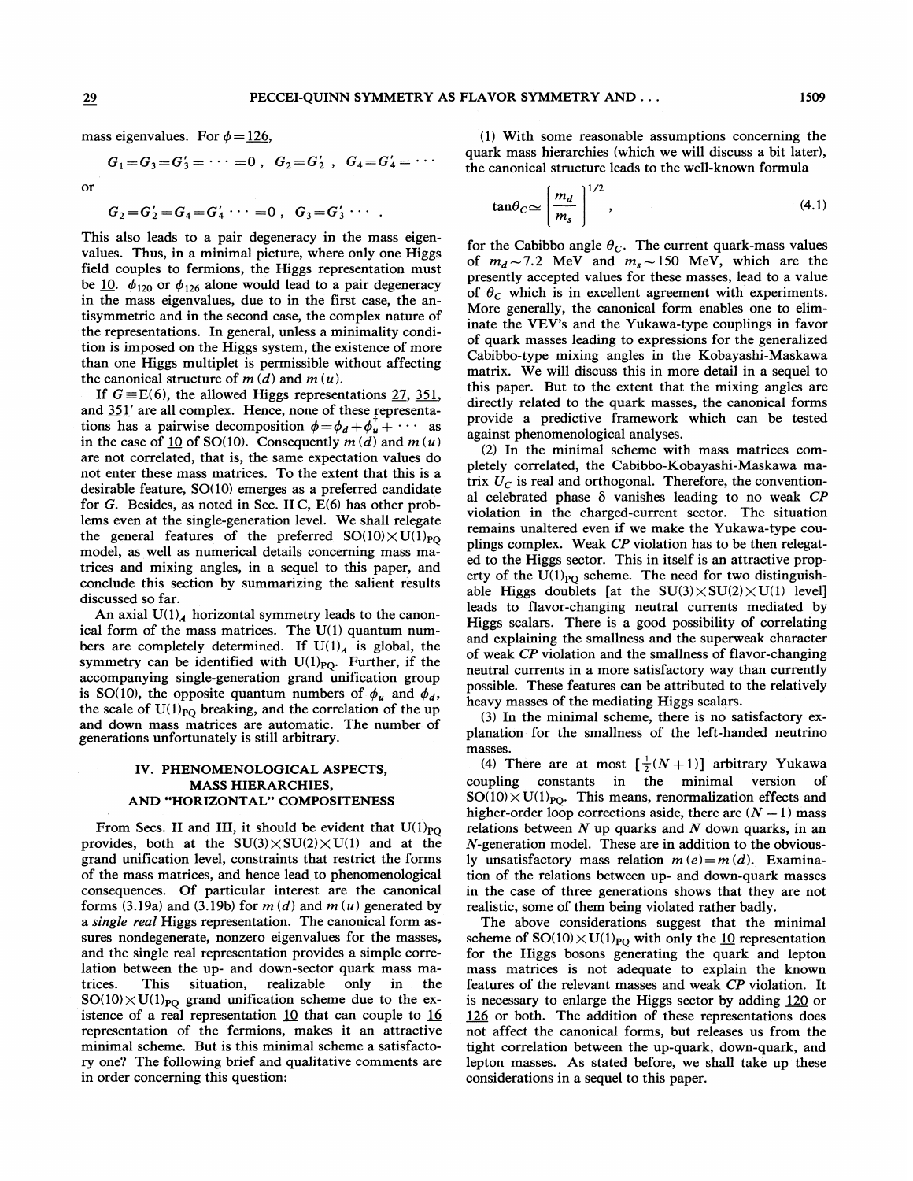mass eigenvalues. For $\phi = \underline{126}$,

$$G_1 = G_3 = G_3' = \cdots = 0 \; , \quad G_2 = G_2' \; , \quad G_4 = G_4' = \cdots$$

or

$$G_2 = G_2' = G_4 = G_4' \cdots = 0 \; , \quad G_3 = G_3' \cdots \; .$$

This also leads to a pair degeneracy in the mass eigenvalues. Thus, in a minimal picture, where only one Higgs field couples to fermions, the Higgs representation must be $\underline{10}$. $\phi_{120}$ or $\phi_{126}$ alone would lead to a pair degeneracy in the mass eigenvalues, due to in the first case, the antisymmetric and in the second case, the complex nature of the representations. In general, unless a minimality condition is imposed on the Higgs system, the existence of more than one Higgs multiplet is permissible without affecting the canonical structure of $m(d)$ and $m(u)$.

If $G \equiv E(6)$, the allowed Higgs representations $\underline{27}$, $\underline{351}$, and $\underline{351}'$ are all complex. Hence, none of these representations has a pairwise decomposition $\phi = \phi_d + \phi_u^\dagger + \cdots$ as in the case of $\underline{10}$ of SO(10). Consequently $m(d)$ and $m(u)$ are not correlated, that is, the same expectation values do not enter these mass matrices. To the extent that this is a desirable feature, SO(10) emerges as a preferred candidate for $G$. Besides, as noted in Sec. II C, E(6) has other problems even at the single-generation level. We shall relegate the general features of the preferred $\text{SO}(10)\times \text{U}(1)_{\text{PQ}}$ model, as well as numerical details concerning mass matrices and mixing angles, in a sequel to this paper, and conclude this section by summarizing the salient results discussed so far.

An axial $\text{U}(1)_A$ horizontal symmetry leads to the canonical form of the mass matrices. The U(1) quantum numbers are completely determined. If $\text{U}(1)_A$ is global, the symmetry can be identified with $\text{U}(1)_{\text{PQ}}$. Further, if the accompanying single-generation grand unification group is SO(10), the opposite quantum numbers of $\phi_u$ and $\phi_d$, the scale of $\text{U}(1)_{\text{PQ}}$ breaking, and the correlation of the up and down mass matrices are automatic. The number of generations unfortunately is still arbitrary.

## IV. PHENOMENOLOGICAL ASPECTS, MASS HIERARCHIES, AND "HORIZONTAL" COMPOSITENESS

From Secs. II and III, it should be evident that $\text{U}(1)_{\text{PQ}}$ provides, both at the $\text{SU}(3)\times\text{SU}(2)\times\text{U}(1)$ and at the grand unification level, constraints that restrict the forms of the mass matrices, and hence lead to phenomenological consequences. Of particular interest are the canonical forms (3.19a) and (3.19b) for $m(d)$ and $m(u)$ generated by a *single real* Higgs representation. The canonical form assures nondegenerate, nonzero eigenvalues for the masses, and the single real representation provides a simple correlation between the up- and down-sector quark mass matrices. This situation, realizable only in the $\text{SO}(10)\times\text{U}(1)_{\text{PQ}}$ grand unification scheme due to the existence of a real representation $\underline{10}$ that can couple to $\underline{16}$ representation of the fermions, makes it an attractive minimal scheme. But is this minimal scheme a satisfactory one? The following brief and qualitative comments are in order concerning this question:

(1) With some reasonable assumptions concerning the quark mass hierarchies (which we will discuss a bit later), the canonical structure leads to the well-known formula

$$\tan\theta_C \simeq \left[\frac{m_d}{m_s}\right]^{1/2} , \tag{4.1}$$

for the Cabibbo angle $\theta_C$. The current quark-mass values of $m_d \sim 7.2$ MeV and $m_s \sim 150$ MeV, which are the presently accepted values for these masses, lead to a value of $\theta_C$ which is in excellent agreement with experiments. More generally, the canonical form enables one to eliminate the VEV's and the Yukawa-type couplings in favor of quark masses leading to expressions for the generalized Cabibbo-type mixing angles in the Kobayashi-Maskawa matrix. We will discuss this in more detail in a sequel to this paper. But to the extent that the mixing angles are directly related to the quark masses, the canonical forms provide a predictive framework which can be tested against phenomenological analyses.

(2) In the minimal scheme with mass matrices completely correlated, the Cabibbo-Kobayashi-Maskawa matrix $U_C$ is real and orthogonal. Therefore, the conventional celebrated phase $\delta$ vanishes leading to no weak *CP* violation in the charged-current sector. The situation remains unaltered even if we make the Yukawa-type couplings complex. Weak *CP* violation has to be then relegated to the Higgs sector. This in itself is an attractive property of the $\text{U}(1)_{\text{PQ}}$ scheme. The need for two distinguishable Higgs doublets [at the $\text{SU}(3)\times\text{SU}(2)\times\text{U}(1)$ level] leads to flavor-changing neutral currents mediated by Higgs scalars. There is a good possibility of correlating and explaining the smallness and the superweak character of weak *CP* violation and the smallness of flavor-changing neutral currents in a more satisfactory way than currently possible. These features can be attributed to the relatively heavy masses of the mediating Higgs scalars.

(3) In the minimal scheme, there is no satisfactory explanation for the smallness of the left-handed neutrino masses.

(4) There are at most $[\frac{1}{2}(N+1)]$ arbitrary Yukawa coupling constants in the minimal version of $\text{SO}(10)\times\text{U}(1)_{\text{PQ}}$. This means, renormalization effects and higher-order loop corrections aside, there are $(N-1)$ mass relations between $N$ up quarks and $N$ down quarks, in an $N$-generation model. These are in addition to the obviously unsatisfactory mass relation $m(e) = m(d)$. Examination of the relations between up- and down-quark masses in the case of three generations shows that they are not realistic, some of them being violated rather badly.

The above considerations suggest that the minimal scheme of $\text{SO}(10)\times\text{U}(1)_{\text{PQ}}$ with only the $\underline{10}$ representation for the Higgs bosons generating the quark and lepton mass matrices is not adequate to explain the known features of the relevant masses and weak *CP* violation. It is necessary to enlarge the Higgs sector by adding $\underline{120}$ or $\underline{126}$ or both. The addition of these representations does not affect the canonical forms, but releases us from the tight correlation between the up-quark, down-quark, and lepton masses. As stated before, we shall take up these considerations in a sequel to this paper.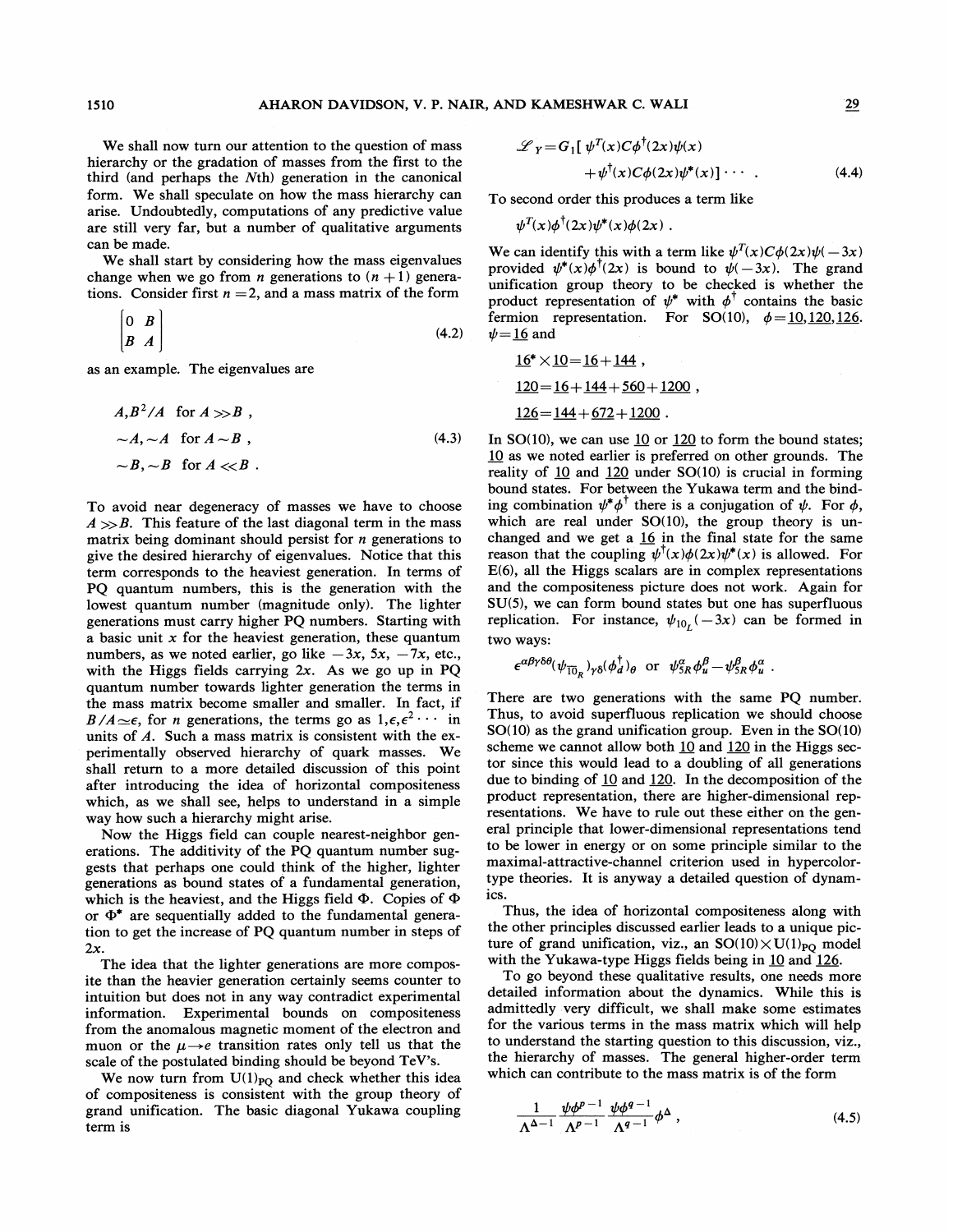We shall now turn our attention to the question of mass hierarchy or the gradation of masses from the first to the third (and perhaps the $N$th) generation in the canonical form. We shall speculate on how the mass hierarchy can arise. Undoubtedly, computations of any predictive value are still very far, but a number of qualitative arguments can be made.

We shall start by considering how the mass eigenvalues change when we go from $n$ generations to $(n+1)$ generations. Consider first $n=2$, and a mass matrix of the form

$$\begin{bmatrix} 0 & B \\ B & A \end{bmatrix} \tag{4.2}$$

as an example. The eigenvalues are

$$\begin{aligned} &A, B^2/A \quad \text{for } A \gg B \,, \\ &\sim A, \sim A \quad \text{for } A \sim B \,, \\ &\sim B, \sim B \quad \text{for } A \ll B \,. \end{aligned} \tag{4.3}$$

To avoid near degeneracy of masses we have to choose $A \gg B$. This feature of the last diagonal term in the mass matrix being dominant should persist for $n$ generations to give the desired hierarchy of eigenvalues. Notice that this term corresponds to the heaviest generation. In terms of PQ quantum numbers, this is the generation with the lowest quantum number (magnitude only). The lighter generations must carry higher PQ numbers. Starting with a basic unit $x$ for the heaviest generation, these quantum numbers, as we noted earlier, go like $-3x$, $5x$, $-7x$, etc., with the Higgs fields carrying $2x$. As we go up in PQ quantum number towards lighter generation the terms in the mass matrix become smaller and smaller. In fact, if $B/A \simeq \epsilon$, for $n$ generations, the terms go as $1, \epsilon, \epsilon^2 \cdots$ in units of $A$. Such a mass matrix is consistent with the experimentally observed hierarchy of quark masses. We shall return to a more detailed discussion of this point after introducing the idea of horizontal compositeness which, as we shall see, helps to understand in a simple way how such a hierarchy might arise.

Now the Higgs field can couple nearest-neighbor generations. The additivity of the PQ quantum number suggests that perhaps one could think of the higher, lighter generations as bound states of a fundamental generation, which is the heaviest, and the Higgs field $\Phi$. Copies of $\Phi$ or $\Phi^*$ are sequentially added to the fundamental generation to get the increase of PQ quantum number in steps of $2x$.

The idea that the lighter generations are more composite than the heavier generation certainly seems counter to intuition but does not in any way contradict experimental information. Experimental bounds on compositeness from the anomalous magnetic moment of the electron and muon or the $\mu \to e$ transition rates only tell us that the scale of the postulated binding should be beyond TeV's.

We now turn from $U(1)_{PQ}$ and check whether this idea of compositeness is consistent with the group theory of grand unification. The basic diagonal Yukawa coupling term is

$$\mathscr{L}_Y = G_1[\,\psi^T(x) C \phi^\dagger(2x) \psi(x) + \psi^\dagger(x) C \phi(2x) \psi^*(x)\,] \cdots \,. \tag{4.4}$$

To second order this produces a term like

$$\psi^T(x) \phi^\dagger(2x) \psi^*(x) \phi(2x) \,.$$

We can identify this with a term like $\psi^T(x) C \phi(2x) \psi(-3x)$ provided $\psi^*(x)\phi^\dagger(2x)$ is bound to $\psi(-3x)$. The grand unification group theory to be checked is whether the product representation of $\psi^*$ with $\phi^\dagger$ contains the basic fermion representation. For SO(10), $\phi = \underline{10}, \underline{120}, \underline{126}$. $\psi = \underline{16}$ and

$$\underline{16}^* \times \underline{10} = \underline{16} + \underline{144} \,,$$

$$\underline{120} = \underline{16} + \underline{144} + \underline{560} + \underline{1200} \,,$$

$$\underline{126} = \underline{144} + \underline{672} + \underline{1200} \,.$$

In SO(10), we can use $\underline{10}$ or $\underline{120}$ to form the bound states; $\underline{10}$ as we noted earlier is preferred on other grounds. The reality of $\underline{10}$ and $\underline{120}$ under SO(10) is crucial in forming bound states. For between the Yukawa term and the binding combination $\psi^*\phi^\dagger$ there is a conjugation of $\psi$. For $\phi$, which are real under SO(10), the group theory is unchanged and we get a $\underline{16}$ in the final state for the same reason that the coupling $\psi^\dagger(x)\phi(2x)\psi^*(x)$ is allowed. For E(6), all the Higgs scalars are in complex representations and the compositeness picture does not work. Again for SU(5), we can form bound states but one has superfluous replication. For instance, $\psi_{10_L}(-3x)$ can be formed in two ways:

$$\epsilon^{\alpha\beta\gamma\delta\theta}(\psi_{\overline{10}_R})_{\gamma\delta}(\phi_d^\dagger)_\theta \quad \text{or} \quad \psi_{5R}^\alpha \phi_u^\beta - \psi_{5R}^\beta \phi_u^\alpha \,.$$

There are two generations with the same PQ number. Thus, to avoid superfluous replication we should choose SO(10) as the grand unification group. Even in the SO(10) scheme we cannot allow both $\underline{10}$ and $\underline{120}$ in the Higgs sector since this would lead to a doubling of all generations due to binding of $\underline{10}$ and $\underline{120}$. In the decomposition of the product representation, there are higher-dimensional representations. We have to rule out these either on the general principle that lower-dimensional representations tend to be lower in energy or on some principle similar to the maximal-attractive-channel criterion used in hypercolor-type theories. It is anyway a detailed question of dynamics.

Thus, the idea of horizontal compositeness along with the other principles discussed earlier leads to a unique picture of grand unification, viz., an SO(10)$\times$U(1)$_{PQ}$ model with the Yukawa-type Higgs fields being in $\underline{10}$ and $\underline{126}$.

To go beyond these qualitative results, one needs more detailed information about the dynamics. While this is admittedly very difficult, we shall make some estimates for the various terms in the mass matrix which will help to understand the starting question to this discussion, viz., the hierarchy of masses. The general higher-order term which can contribute to the mass matrix is of the form

$$\frac{1}{\Lambda^{\Delta-1}} \frac{\psi\phi^{p-1}}{\Lambda^{p-1}} \frac{\psi\phi^{q-1}}{\Lambda^{q-1}} \phi^\Delta \,, \tag{4.5}$$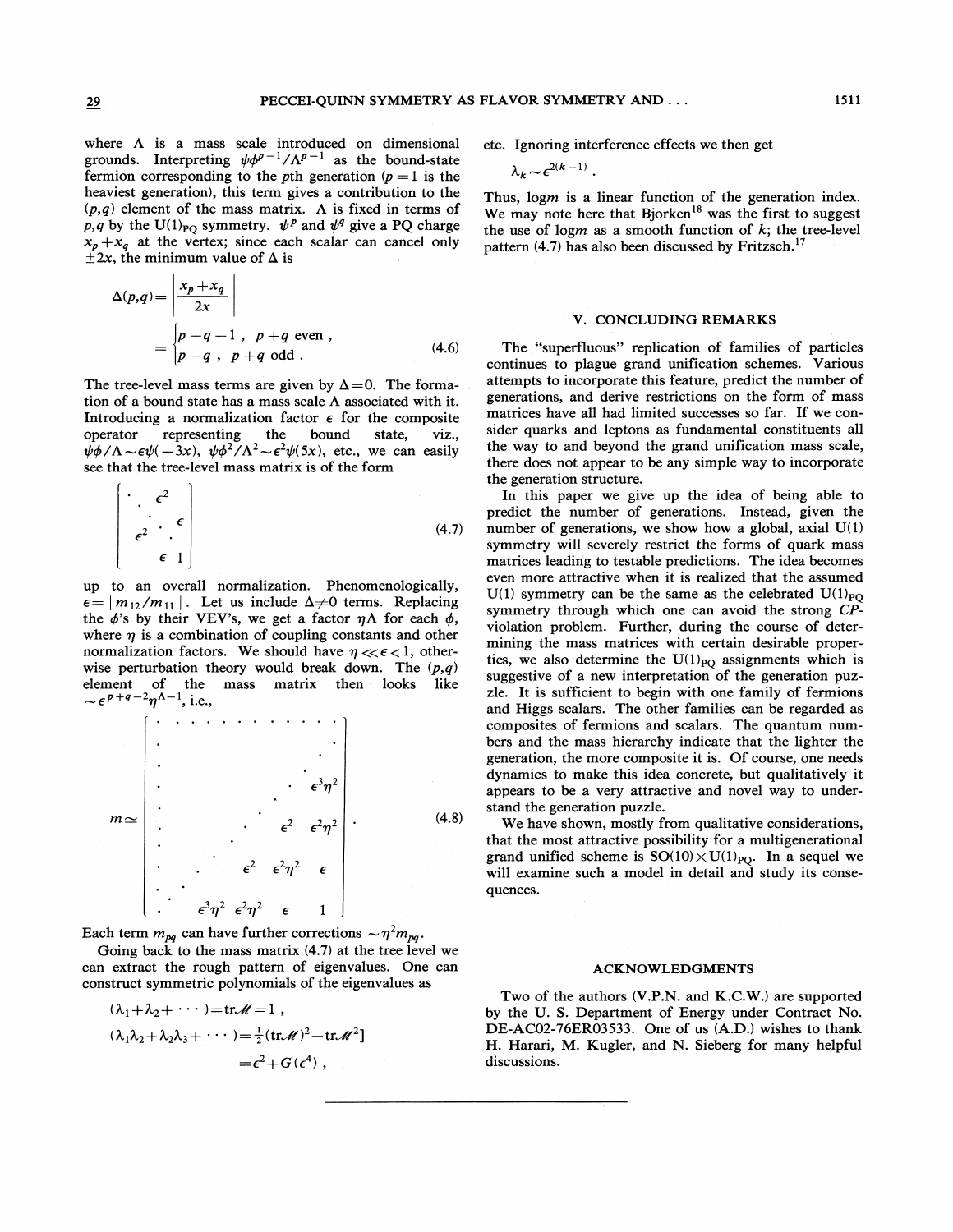where $\Lambda$ is a mass scale introduced on dimensional grounds. Interpreting $\psi\phi^{p-1}/\Lambda^{p-1}$ as the bound-state fermion corresponding to the $p$th generation ($p=1$ is the heaviest generation), this term gives a contribution to the $(p,q)$ element of the mass matrix. $\Lambda$ is fixed in terms of $p,q$ by the $U(1)_{PQ}$ symmetry. $\psi^p$ and $\psi^q$ give a PQ charge $x_p+x_q$ at the vertex; since each scalar can cancel only $\pm 2x$, the minimum value of $\Delta$ is

$$\Delta(p,q)=\left|\frac{x_p+x_q}{2x}\right| = \begin{cases} p+q-1\ , & p+q \text{ even}\ , \\ p-q\ , & p+q \text{ odd}\ . \end{cases} \tag{4.6}$$

The tree-level mass terms are given by $\Delta=0$. The formation of a bound state has a mass scale $\Lambda$ associated with it. Introducing a normalization factor $\epsilon$ for the composite operator representing the bound state, viz., $\psi\phi/\Lambda \sim \epsilon\psi(-3x)$, $\psi\phi^2/\Lambda^2 \sim \epsilon^2\psi(5x)$, etc., we can easily see that the tree-level mass matrix is of the form

$$\begin{bmatrix} \ddots & \epsilon^2 & & \\ & \ddots & & \epsilon \\ \epsilon^2 & & \ddots & \\ & \epsilon & & 1 \end{bmatrix} \tag{4.7}$$

up to an overall normalization. Phenomenologically, $\epsilon=|m_{12}/m_{11}|$. Let us include $\Delta \neq 0$ terms. Replacing the $\phi$'s by their VEV's, we get a factor $\eta\Lambda$ for each $\phi$, where $\eta$ is a combination of coupling constants and other normalization factors. We should have $\eta \ll \epsilon < 1$, otherwise perturbation theory would break down. The $(p,q)$ element of the mass matrix then looks like $\sim \epsilon^{p+q-2}\eta^{\Lambda-1}$, i.e.,

$$m \simeq \begin{bmatrix} \cdot & \cdot & \cdots & \cdot & \cdot & \cdot & \cdot \\ \vdots & & & & & & \vdots \\ \vdots & & & & & \cdot & \epsilon^3\eta^2 \\ \vdots & & & \cdot & \epsilon^2 & \epsilon^2\eta^2 & \\ \vdots & & \cdot & \epsilon^2 & \epsilon^2\eta^2 & \epsilon & \\ \cdot & \epsilon^3\eta^2 & \epsilon^2\eta^2 & \epsilon & 1 & & \end{bmatrix} . \tag{4.8}$$

Each term $m_{pq}$ can have further corrections $\sim \eta^2 m_{pq}$.

Going back to the mass matrix (4.7) at the tree level we can extract the rough pattern of eigenvalues. One can construct symmetric polynomials of the eigenvalues as

$$(\lambda_1+\lambda_2+\cdots)=\mathrm{tr}\mathcal{M}=1\ ,$$

$$(\lambda_1\lambda_2+\lambda_2\lambda_3+\cdots)=\tfrac{1}{2}[(\mathrm{tr}\mathcal{M})^2-\mathrm{tr}\mathcal{M}^2]$$

$$=\epsilon^2+G(\epsilon^4)\ ,$$

etc. Ignoring interference effects we then get

$$\lambda_k \sim \epsilon^{2(k-1)}\ .$$

Thus, $\log m$ is a linear function of the generation index. We may note here that Bjorken[18] was the first to suggest the use of $\log m$ as a smooth function of $k$; the tree-level pattern (4.7) has also been discussed by Fritzsch.[17]

## V. CONCLUDING REMARKS

The "superfluous" replication of families of particles continues to plague grand unification schemes. Various attempts to incorporate this feature, predict the number of generations, and derive restrictions on the form of mass matrices have all had limited successes so far. If we consider quarks and leptons as fundamental constituents all the way to and beyond the grand unification mass scale, there does not appear to be any simple way to incorporate the generation structure.

In this paper we give up the idea of being able to predict the number of generations. Instead, given the number of generations, we show how a global, axial U(1) symmetry will severely restrict the forms of quark mass matrices leading to testable predictions. The idea becomes even more attractive when it is realized that the assumed U(1) symmetry can be the same as the celebrated $U(1)_{PQ}$ symmetry through which one can avoid the strong *CP*-violation problem. Further, during the course of determining the mass matrices with certain desirable properties, we also determine the $U(1)_{PQ}$ assignments which is suggestive of a new interpretation of the generation puzzle. It is sufficient to begin with one family of fermions and Higgs scalars. The other families can be regarded as composites of fermions and scalars. The quantum numbers and the mass hierarchy indicate that the lighter the generation, the more composite it is. Of course, one needs dynamics to make this idea concrete, but qualitatively it appears to be a very attractive and novel way to understand the generation puzzle.

We have shown, mostly from qualitative considerations, that the most attractive possibility for a multigenerational grand unified scheme is $SO(10)\times U(1)_{PQ}$. In a sequel we will examine such a model in detail and study its consequences.

## ACKNOWLEDGMENTS

Two of the authors (V.P.N. and K.C.W.) are supported by the U. S. Department of Energy under Contract No. DE-AC02-76ER03533. One of us (A.D.) wishes to thank H. Harari, M. Kugler, and N. Sieberg for many helpful discussions.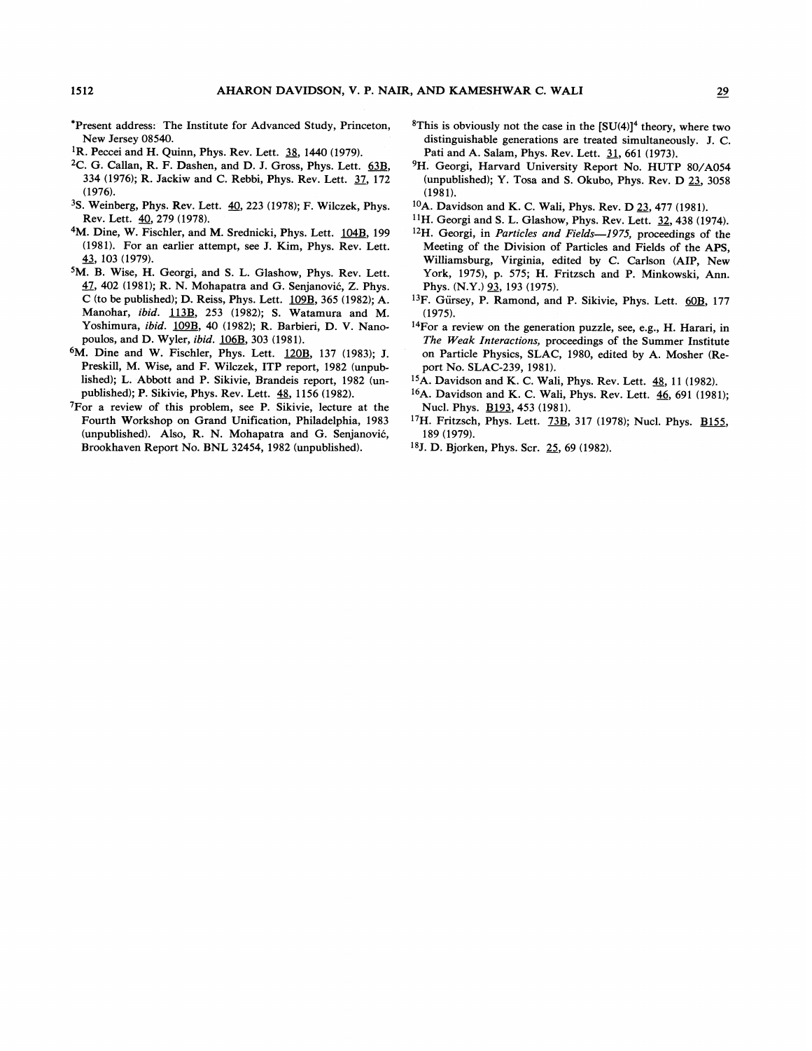*Present address: The Institute for Advanced Study, Princeton, New Jersey 08540.

[1]R. Peccei and H. Quinn, Phys. Rev. Lett. 38, 1440 (1979).

[2]C. G. Callan, R. F. Dashen, and D. J. Gross, Phys. Lett. 63B, 334 (1976); R. Jackiw and C. Rebbi, Phys. Rev. Lett. 37, 172 (1976).

[3]S. Weinberg, Phys. Rev. Lett. 40, 223 (1978); F. Wilczek, Phys. Rev. Lett. 40, 279 (1978).

[4]M. Dine, W. Fischler, and M. Srednicki, Phys. Lett. 104B, 199 (1981). For an earlier attempt, see J. Kim, Phys. Rev. Lett. 43, 103 (1979).

[5]M. B. Wise, H. Georgi, and S. L. Glashow, Phys. Rev. Lett. 47, 402 (1981); R. N. Mohapatra and G. Senjanović, Z. Phys. C (to be published); D. Reiss, Phys. Lett. 109B, 365 (1982); A. Manohar, *ibid.* 113B, 253 (1982); S. Watamura and M. Yoshimura, *ibid.* 109B, 40 (1982); R. Barbieri, D. V. Nanopoulos, and D. Wyler, *ibid.* 106B, 303 (1981).

[6]M. Dine and W. Fischler, Phys. Lett. 120B, 137 (1983); J. Preskill, M. Wise, and F. Wilczek, ITP report, 1982 (unpublished); L. Abbott and P. Sikivie, Brandeis report, 1982 (unpublished); P. Sikivie, Phys. Rev. Lett. 48, 1156 (1982).

[7]For a review of this problem, see P. Sikivie, lecture at the Fourth Workshop on Grand Unification, Philadelphia, 1983 (unpublished). Also, R. N. Mohapatra and G. Senjanović, Brookhaven Report No. BNL 32454, 1982 (unpublished).

[8]This is obviously not the case in the $[SU(4)]^4$ theory, where two distinguishable generations are treated simultaneously. J. C. Pati and A. Salam, Phys. Rev. Lett. 31, 661 (1973).

[9]H. Georgi, Harvard University Report No. HUTP 80/A054 (unpublished); Y. Tosa and S. Okubo, Phys. Rev. D 23, 3058 (1981).

[10]A. Davidson and K. C. Wali, Phys. Rev. D 23, 477 (1981).

[11]H. Georgi and S. L. Glashow, Phys. Rev. Lett. 32, 438 (1974).

[12]H. Georgi, in *Particles and Fields—1975,* proceedings of the Meeting of the Division of Particles and Fields of the APS, Williamsburg, Virginia, edited by C. Carlson (AIP, New York, 1975), p. 575; H. Fritzsch and P. Minkowski, Ann. Phys. (N.Y.) 93, 193 (1975).

[13]F. Gürsey, P. Ramond, and P. Sikivie, Phys. Lett. 60B, 177 (1975).

[14]For a review on the generation puzzle, see, e.g., H. Harari, in *The Weak Interactions,* proceedings of the Summer Institute on Particle Physics, SLAC, 1980, edited by A. Mosher (Report No. SLAC-239, 1981).

[15]A. Davidson and K. C. Wali, Phys. Rev. Lett. 48, 11 (1982).

[16]A. Davidson and K. C. Wali, Phys. Rev. Lett. 46, 691 (1981); Nucl. Phys. B193, 453 (1981).

[17]H. Fritzsch, Phys. Lett. 73B, 317 (1978); Nucl. Phys. B155, 189 (1979).

[18]J. D. Bjorken, Phys. Scr. 25, 69 (1982).